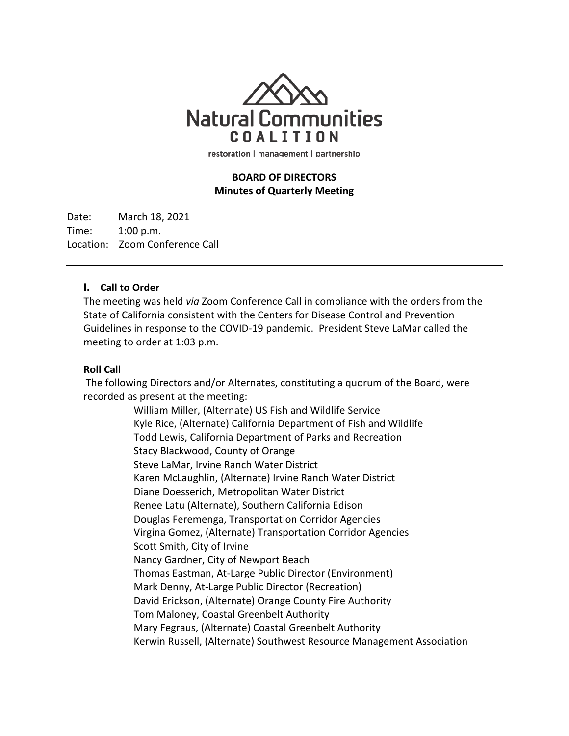Natural Communities
COALITION

restoration | management | partnership

**BOARD OF DIRECTORS**
**Minutes of Quarterly Meeting**

Date: March 18, 2021
Time: 1:00 p.m.
Location: Zoom Conference Call

---

## I. Call to Order

The meeting was held *via* Zoom Conference Call in compliance with the orders from the State of California consistent with the Centers for Disease Control and Prevention Guidelines in response to the COVID-19 pandemic. President Steve LaMar called the meeting to order at 1:03 p.m.

### Roll Call

The following Directors and/or Alternates, constituting a quorum of the Board, were recorded as present at the meeting:

William Miller, (Alternate) US Fish and Wildlife Service
Kyle Rice, (Alternate) California Department of Fish and Wildlife
Todd Lewis, California Department of Parks and Recreation
Stacy Blackwood, County of Orange
Steve LaMar, Irvine Ranch Water District
Karen McLaughlin, (Alternate) Irvine Ranch Water District
Diane Doesserich, Metropolitan Water District
Renee Latu (Alternate), Southern California Edison
Douglas Feremenga, Transportation Corridor Agencies
Virgina Gomez, (Alternate) Transportation Corridor Agencies
Scott Smith, City of Irvine
Nancy Gardner, City of Newport Beach
Thomas Eastman, At-Large Public Director (Environment)
Mark Denny, At-Large Public Director (Recreation)
David Erickson, (Alternate) Orange County Fire Authority
Tom Maloney, Coastal Greenbelt Authority
Mary Fegraus, (Alternate) Coastal Greenbelt Authority
Kerwin Russell, (Alternate) Southwest Resource Management Association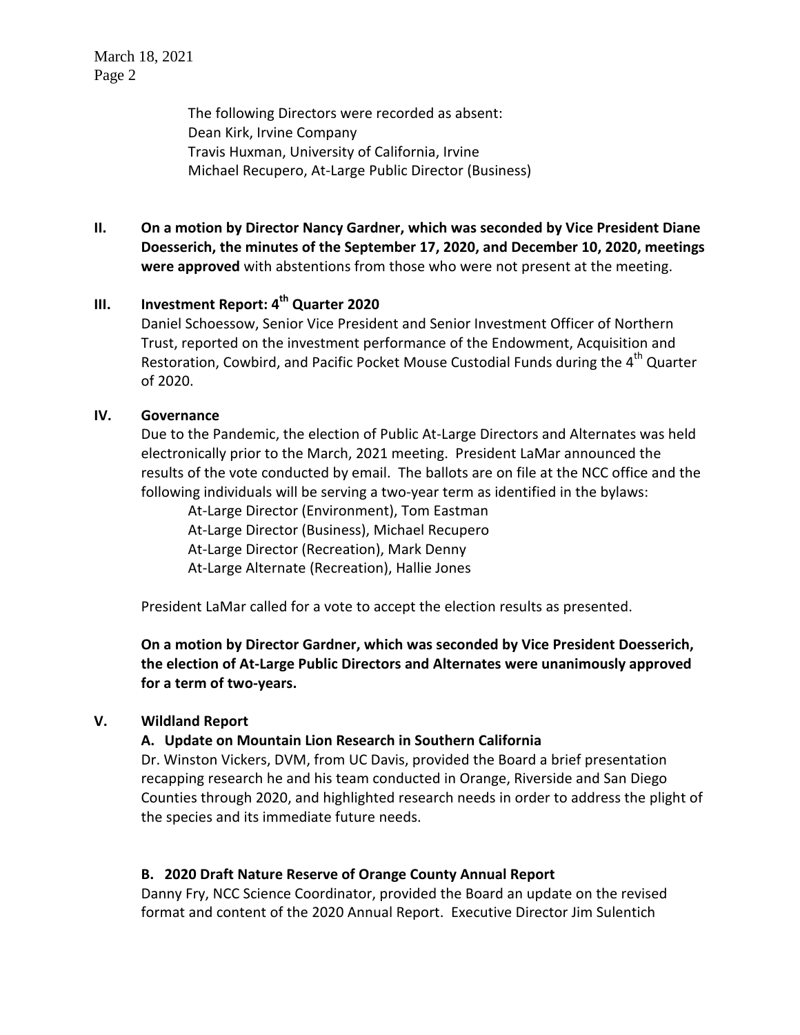The following Directors were recorded as absent:
Dean Kirk, Irvine Company
Travis Huxman, University of California, Irvine
Michael Recupero, At-Large Public Director (Business)

**II. On a motion by Director Nancy Gardner, which was seconded by Vice President Diane Doesserich, the minutes of the September 17, 2020, and December 10, 2020, meetings were approved** with abstentions from those who were not present at the meeting.

## III. Investment Report: 4th Quarter 2020

Daniel Schoessow, Senior Vice President and Senior Investment Officer of Northern Trust, reported on the investment performance of the Endowment, Acquisition and Restoration, Cowbird, and Pacific Pocket Mouse Custodial Funds during the 4th Quarter of 2020.

## IV. Governance

Due to the Pandemic, the election of Public At-Large Directors and Alternates was held electronically prior to the March, 2021 meeting. President LaMar announced the results of the vote conducted by email. The ballots are on file at the NCC office and the following individuals will be serving a two-year term as identified in the bylaws:

At-Large Director (Environment), Tom Eastman
At-Large Director (Business), Michael Recupero
At-Large Director (Recreation), Mark Denny
At-Large Alternate (Recreation), Hallie Jones

President LaMar called for a vote to accept the election results as presented.

**On a motion by Director Gardner, which was seconded by Vice President Doesserich, the election of At-Large Public Directors and Alternates were unanimously approved for a term of two-years.**

## V. Wildland Report

### A. Update on Mountain Lion Research in Southern California

Dr. Winston Vickers, DVM, from UC Davis, provided the Board a brief presentation recapping research he and his team conducted in Orange, Riverside and San Diego Counties through 2020, and highlighted research needs in order to address the plight of the species and its immediate future needs.

### B. 2020 Draft Nature Reserve of Orange County Annual Report

Danny Fry, NCC Science Coordinator, provided the Board an update on the revised format and content of the 2020 Annual Report. Executive Director Jim Sulentich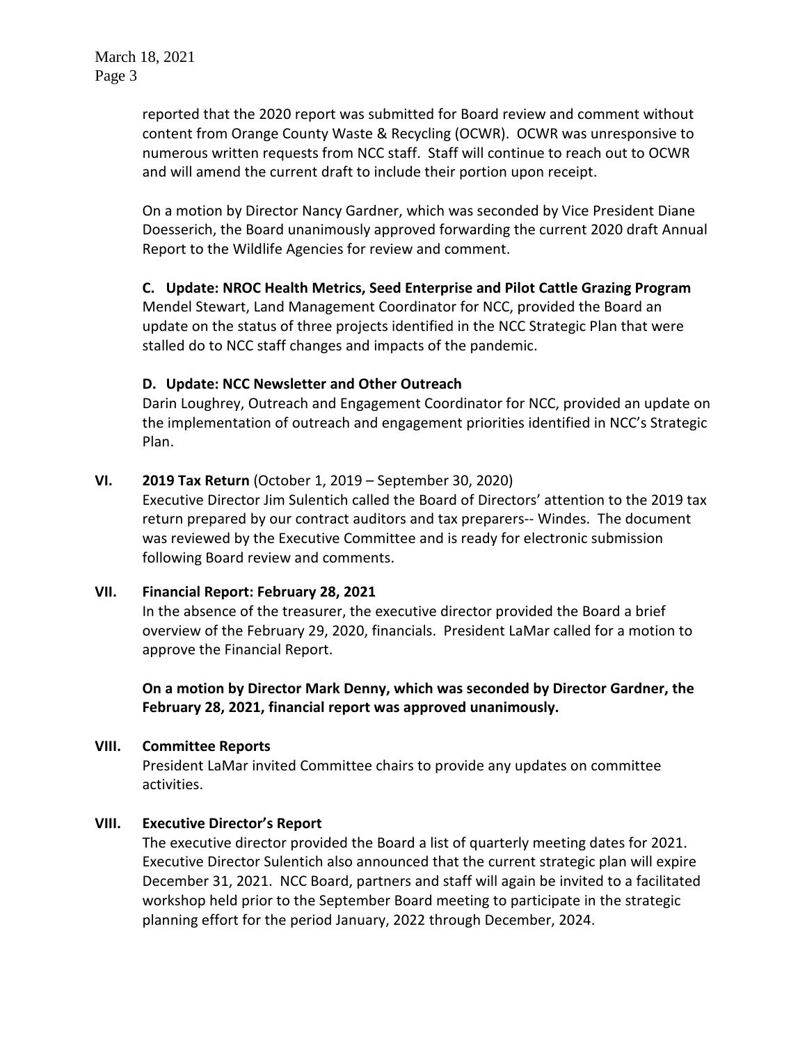reported that the 2020 report was submitted for Board review and comment without content from Orange County Waste & Recycling (OCWR). OCWR was unresponsive to numerous written requests from NCC staff. Staff will continue to reach out to OCWR and will amend the current draft to include their portion upon receipt.

On a motion by Director Nancy Gardner, which was seconded by Vice President Diane Doesserich, the Board unanimously approved forwarding the current 2020 draft Annual Report to the Wildlife Agencies for review and comment.

**C. Update: NROC Health Metrics, Seed Enterprise and Pilot Cattle Grazing Program**

Mendel Stewart, Land Management Coordinator for NCC, provided the Board an update on the status of three projects identified in the NCC Strategic Plan that were stalled do to NCC staff changes and impacts of the pandemic.

**D. Update: NCC Newsletter and Other Outreach**

Darin Loughrey, Outreach and Engagement Coordinator for NCC, provided an update on the implementation of outreach and engagement priorities identified in NCC's Strategic Plan.

## VI. 2019 Tax Return (October 1, 2019 – September 30, 2020)

Executive Director Jim Sulentich called the Board of Directors' attention to the 2019 tax return prepared by our contract auditors and tax preparers-- Windes. The document was reviewed by the Executive Committee and is ready for electronic submission following Board review and comments.

## VII. Financial Report: February 28, 2021

In the absence of the treasurer, the executive director provided the Board a brief overview of the February 29, 2020, financials. President LaMar called for a motion to approve the Financial Report.

**On a motion by Director Mark Denny, which was seconded by Director Gardner, the February 28, 2021, financial report was approved unanimously.**

## VIII. Committee Reports

President LaMar invited Committee chairs to provide any updates on committee activities.

## VIII. Executive Director's Report

The executive director provided the Board a list of quarterly meeting dates for 2021. Executive Director Sulentich also announced that the current strategic plan will expire December 31, 2021. NCC Board, partners and staff will again be invited to a facilitated workshop held prior to the September Board meeting to participate in the strategic planning effort for the period January, 2022 through December, 2024.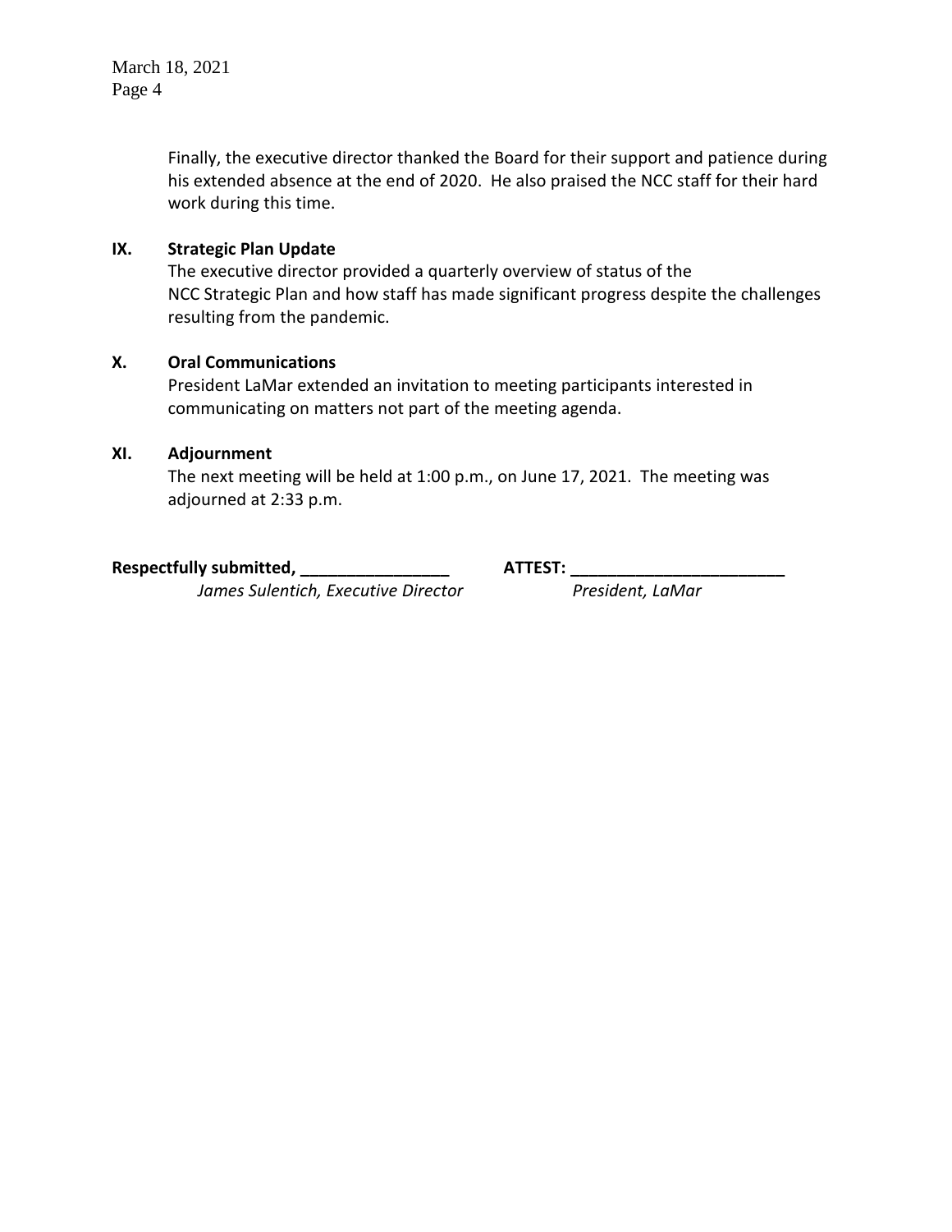Finally, the executive director thanked the Board for their support and patience during his extended absence at the end of 2020. He also praised the NCC staff for their hard work during this time.

## IX. Strategic Plan Update

The executive director provided a quarterly overview of status of the NCC Strategic Plan and how staff has made significant progress despite the challenges resulting from the pandemic.

## X. Oral Communications

President LaMar extended an invitation to meeting participants interested in communicating on matters not part of the meeting agenda.

## XI. Adjournment

The next meeting will be held at 1:00 p.m., on June 17, 2021. The meeting was adjourned at 2:33 p.m.

**Respectfully submitted,** ________________
*James Sulentich, Executive Director*

**ATTEST:** ______________________
*President, LaMar*